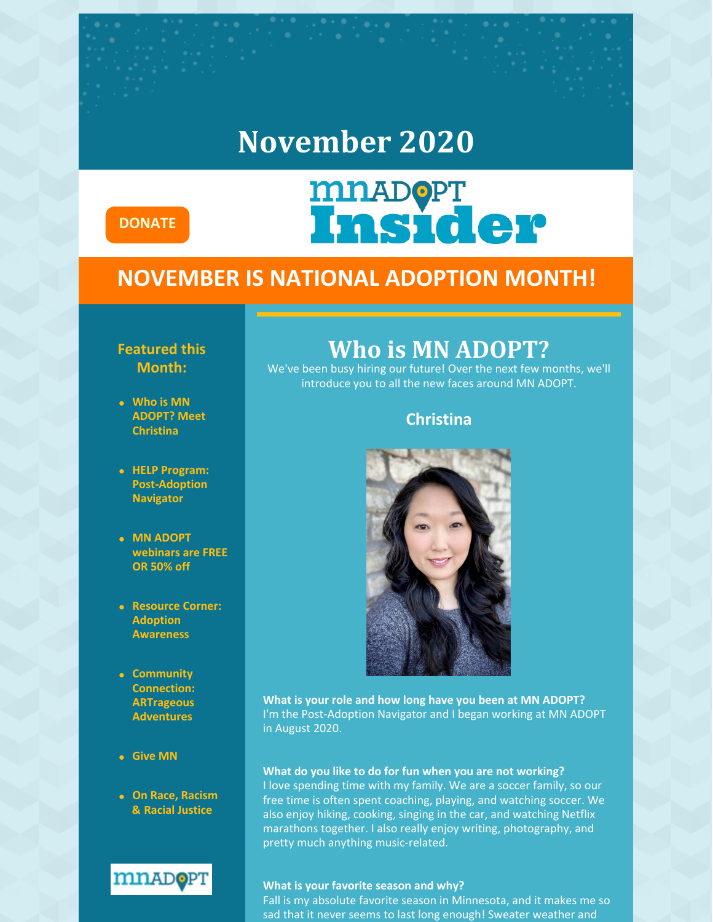# November 2020

DONATE

# MN ADOPT Insider

## NOVEMBER IS NATIONAL ADOPTION MONTH!

### Featured this Month:

- Who is MN ADOPT? Meet Christina
- HELP Program: Post-Adoption Navigator
- MN ADOPT webinars are FREE OR 50% off
- Resource Corner: Adoption Awareness
- Community Connection: ARTrageous Adventures
- Give MN
- On Race, Racism & Racial Justice

## Who is MN ADOPT?

We've been busy hiring our future! Over the next few months, we'll introduce you to all the new faces around MN ADOPT.

### Christina

**What is your role and how long have you been at MN ADOPT?**
I'm the Post-Adoption Navigator and I began working at MN ADOPT in August 2020.

**What do you like to do for fun when you are not working?**
I love spending time with my family. We are a soccer family, so our free time is often spent coaching, playing, and watching soccer. We also enjoy hiking, cooking, singing in the car, and watching Netflix marathons together. I also really enjoy writing, photography, and pretty much anything music-related.

**What is your favorite season and why?**
Fall is my absolute favorite season in Minnesota, and it makes me so sad that it never seems to last long enough! Sweater weather and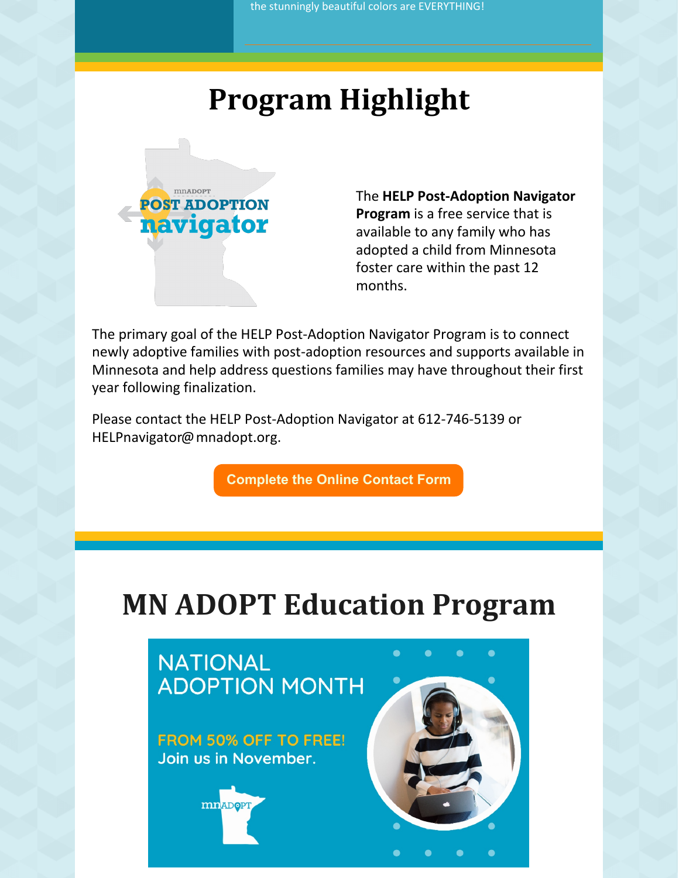the stunningly beautiful colors are EVERYTHING!

# Program Highlight

The **HELP Post-Adoption Navigator Program** is a free service that is available to any family who has adopted a child from Minnesota foster care within the past 12 months.

The primary goal of the HELP Post-Adoption Navigator Program is to connect newly adoptive families with post-adoption resources and supports available in Minnesota and help address questions families may have throughout their first year following finalization.

Please contact the HELP Post-Adoption Navigator at 612-746-5139 or HELPnavigator@mnadopt.org.

**Complete the Online Contact Form**

# MN ADOPT Education Program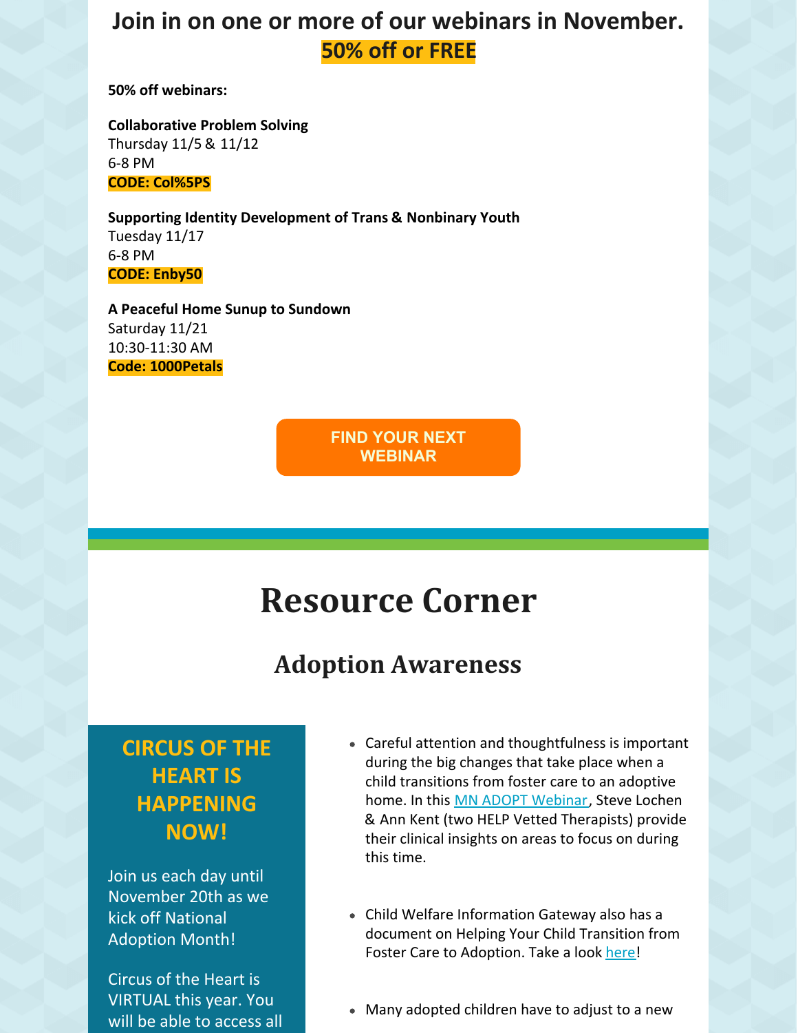## Join in on one or more of our webinars in November.

## 50% off or FREE

**50% off webinars:**

**Collaborative Problem Solving**
Thursday 11/5 & 11/12
6-8 PM
**CODE: Col%5PS**

**Supporting Identity Development of Trans & Nonbinary Youth**
Tuesday 11/17
6-8 PM
**CODE: Enby50**

**A Peaceful Home Sunup to Sundown**
Saturday 11/21
10:30-11:30 AM
**Code: 1000Petals**

FIND YOUR NEXT WEBINAR

# Resource Corner

## Adoption Awareness

### CIRCUS OF THE HEART IS HAPPENING NOW!

Join us each day until November 20th as we kick off National Adoption Month!

Circus of the Heart is VIRTUAL this year. You will be able to access all

- Careful attention and thoughtfulness is important during the big changes that take place when a child transitions from foster care to an adoptive home. In this MN ADOPT Webinar, Steve Lochen & Ann Kent (two HELP Vetted Therapists) provide their clinical insights on areas to focus on during this time.

- Child Welfare Information Gateway also has a document on Helping Your Child Transition from Foster Care to Adoption. Take a look here!

- Many adopted children have to adjust to a new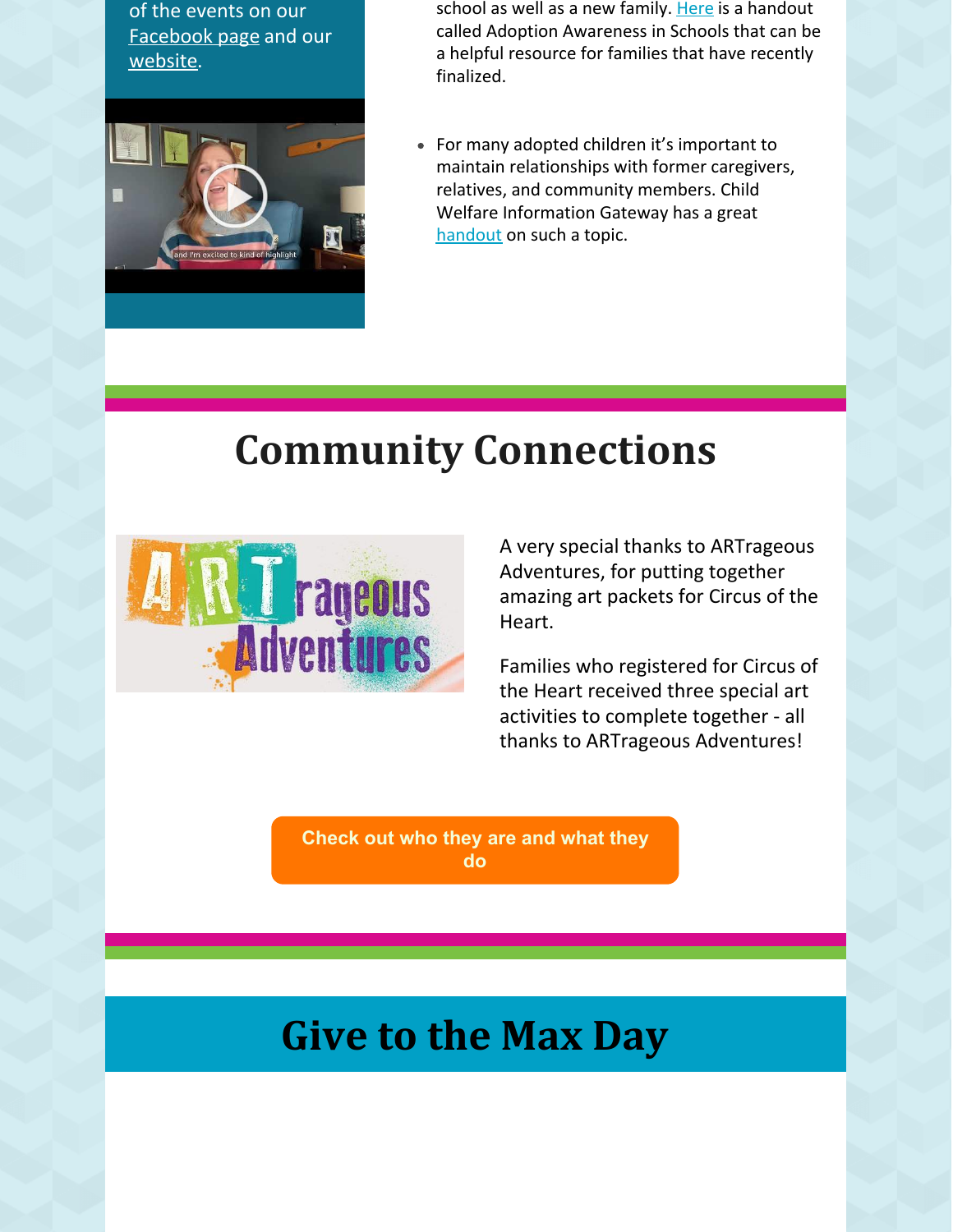of the events on our Facebook page and our website.

school as well as a new family. Here is a handout called Adoption Awareness in Schools that can be a helpful resource for families that have recently finalized.

- For many adopted children it's important to maintain relationships with former caregivers, relatives, and community members. Child Welfare Information Gateway has a great handout on such a topic.

# Community Connections

A very special thanks to ARTrageous Adventures, for putting together amazing art packets for Circus of the Heart.

Families who registered for Circus of the Heart received three special art activities to complete together - all thanks to ARTrageous Adventures!

**Check out who they are and what they do**

# Give to the Max Day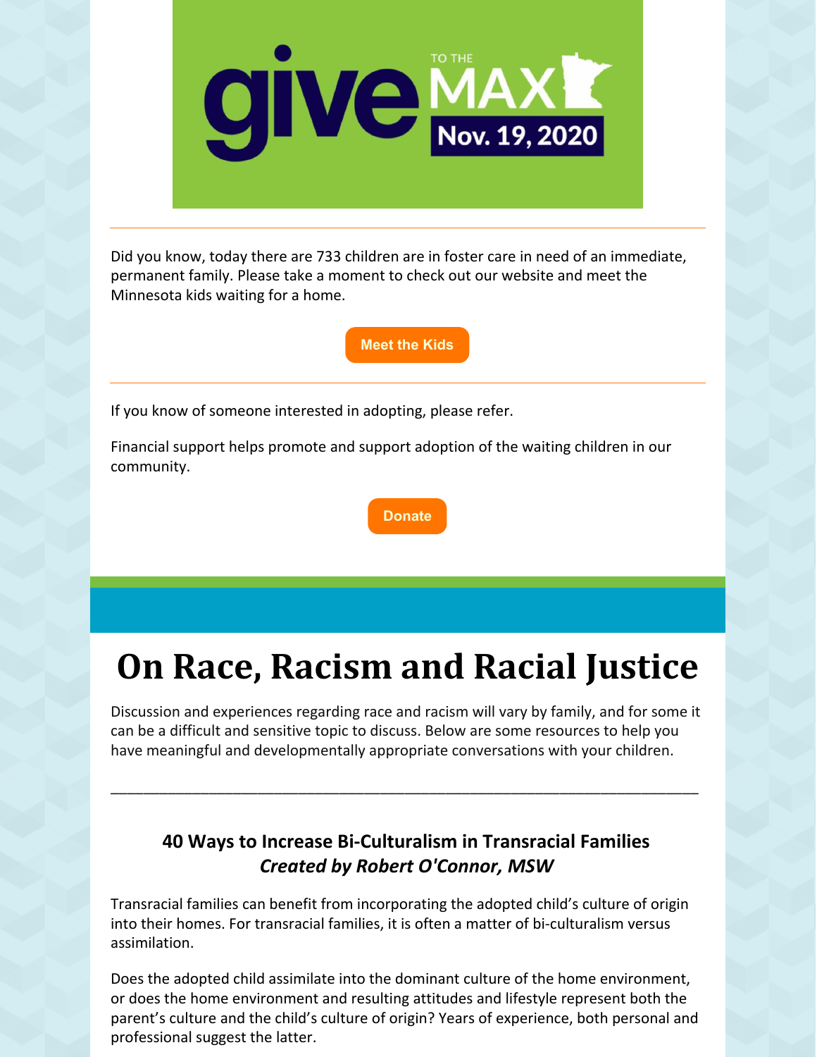give TO THE MAX Nov. 19, 2020

---

Did you know, today there are 733 children are in foster care in need of an immediate, permanent family. Please take a moment to check out our website and meet the Minnesota kids waiting for a home.

Meet the Kids

---

If you know of someone interested in adopting, please refer.

Financial support helps promote and support adoption of the waiting children in our community.

Donate

# On Race, Racism and Racial Justice

Discussion and experiences regarding race and racism will vary by family, and for some it can be a difficult and sensitive topic to discuss. Below are some resources to help you have meaningful and developmentally appropriate conversations with your children.

---

### 40 Ways to Increase Bi-Culturalism in Transracial Families
### *Created by Robert O'Connor, MSW*

Transracial families can benefit from incorporating the adopted child's culture of origin into their homes. For transracial families, it is often a matter of bi-culturalism versus assimilation.

Does the adopted child assimilate into the dominant culture of the home environment, or does the home environment and resulting attitudes and lifestyle represent both the parent's culture and the child's culture of origin? Years of experience, both personal and professional suggest the latter.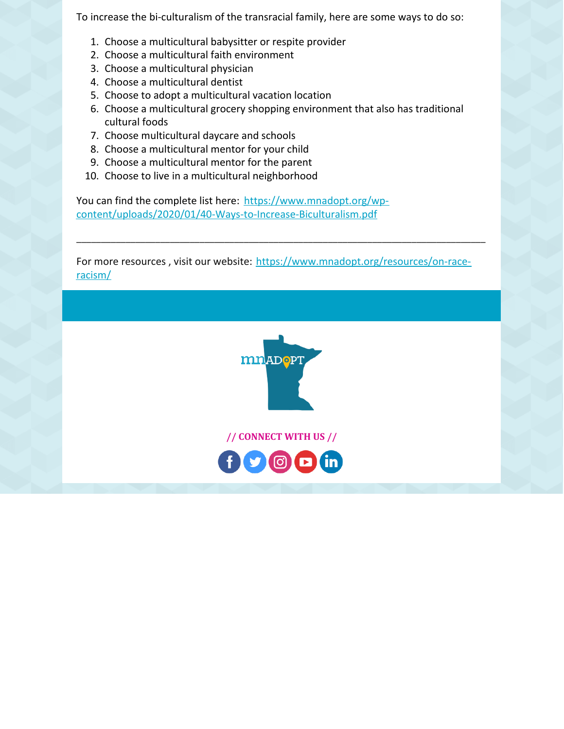To increase the bi-culturalism of the transracial family, here are some ways to do so:

1. Choose a multicultural babysitter or respite provider
2. Choose a multicultural faith environment
3. Choose a multicultural physician
4. Choose a multicultural dentist
5. Choose to adopt a multicultural vacation location
6. Choose a multicultural grocery shopping environment that also has traditional cultural foods
7. Choose multicultural daycare and schools
8. Choose a multicultural mentor for your child
9. Choose a multicultural mentor for the parent
10. Choose to live in a multicultural neighborhood

You can find the complete list here: [https://www.mnadopt.org/wp-content/uploads/2020/01/40-Ways-to-Increase-Biculturalism.pdf](https://www.mnadopt.org/wp-content/uploads/2020/01/40-Ways-to-Increase-Biculturalism.pdf)

---

For more resources , visit our website: [https://www.mnadopt.org/resources/on-race-racism/](https://www.mnadopt.org/resources/on-race-racism/)

mnADOPT

// CONNECT WITH US //